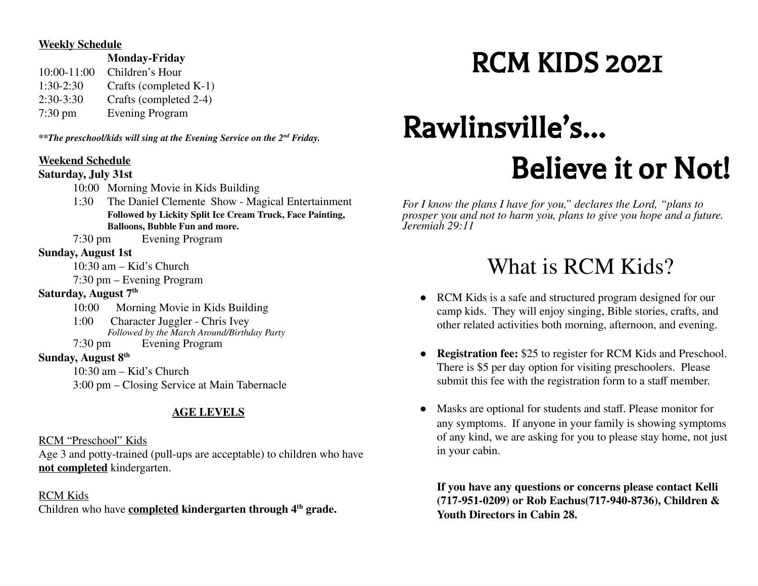**Weekly Schedule**

| | **Monday-Friday** |
|---|---|
| 10:00-11:00 | Children's Hour |
| 1:30-2:30 | Crafts (completed K-1) |
| 2:30-3:30 | Crafts (completed 2-4) |
| 7:30 pm | Evening Program |

***\*\*The preschool/kids will sing at the Evening Service on the 2nd Friday.***

**Weekend Schedule**

**Saturday, July 31st**

- 10:00 Morning Movie in Kids Building
- 1:30 The Daniel Clemente Show - Magical Entertainment
  **Followed by Lickity Split Ice Cream Truck, Face Painting, Balloons, Bubble Fun and more.**
- 7:30 pm Evening Program

**Sunday, August 1st**

- 10:30 am – Kid's Church
- 7:30 pm – Evening Program

**Saturday, August 7th**

- 10:00 Morning Movie in Kids Building
- 1:00 Character Juggler - Chris Ivey
  *Followed by the March Around/Birthday Party*
- 7:30 pm Evening Program

**Sunday, August 8th**

- 10:30 am – Kid's Church
- 3:00 pm – Closing Service at Main Tabernacle

**AGE LEVELS**

RCM "Preschool" Kids
Age 3 and potty-trained (pull-ups are acceptable) to children who have **not completed** kindergarten.

RCM Kids
Children who have **completed kindergarten through 4th grade.**

# RCM KIDS 2021

# Rawlinsville's... Believe it or Not!

*For I know the plans I have for you," declares the Lord, "plans to prosper you and not to harm you, plans to give you hope and a future. Jeremiah 29:11*

## What is RCM Kids?

- RCM Kids is a safe and structured program designed for our camp kids. They will enjoy singing, Bible stories, crafts, and other related activities both morning, afternoon, and evening.
- **Registration fee:** $25 to register for RCM Kids and Preschool. There is $5 per day option for visiting preschoolers. Please submit this fee with the registration form to a staff member.
- Masks are optional for students and staff. Please monitor for any symptoms. If anyone in your family is showing symptoms of any kind, we are asking for you to please stay home, not just in your cabin.

**If you have any questions or concerns please contact Kelli (717-951-0209) or Rob Eachus(717-940-8736), Children & Youth Directors in Cabin 28.**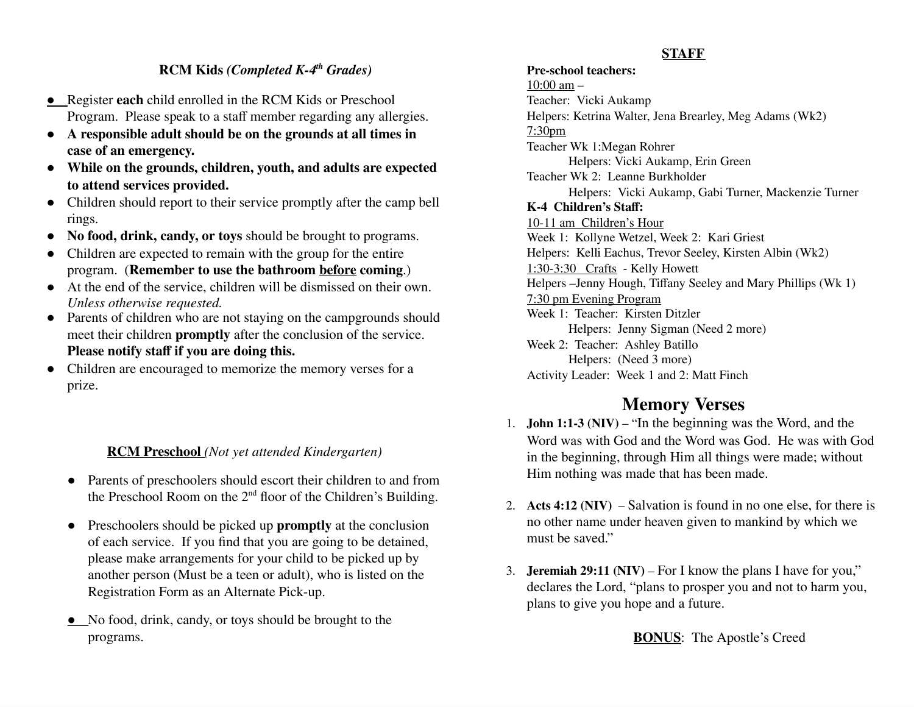**RCM Kids** ***(Completed K-4th Grades)***

- Register **each** child enrolled in the RCM Kids or Preschool Program. Please speak to a staff member regarding any allergies.
- **A responsible adult should be on the grounds at all times in case of an emergency.**
- **While on the grounds, children, youth, and adults are expected to attend services provided.**
- Children should report to their service promptly after the camp bell rings.
- **No food, drink, candy, or toys** should be brought to programs.
- Children are expected to remain with the group for the entire program. (**Remember to use the bathroom before coming**.)
- At the end of the service, children will be dismissed on their own. *Unless otherwise requested.*
- Parents of children who are not staying on the campgrounds should meet their children **promptly** after the conclusion of the service. **Please notify staff if you are doing this.**
- Children are encouraged to memorize the memory verses for a prize.

**RCM Preschool** *(Not yet attended Kindergarten)*

- Parents of preschoolers should escort their children to and from the Preschool Room on the 2nd floor of the Children's Building.
- Preschoolers should be picked up **promptly** at the conclusion of each service. If you find that you are going to be detained, please make arrangements for your child to be picked up by another person (Must be a teen or adult), who is listed on the Registration Form as an Alternate Pick-up.
- No food, drink, candy, or toys should be brought to the programs.

**STAFF**

**Pre-school teachers:**
10:00 am –
Teacher: Vicki Aukamp
Helpers: Ketrina Walter, Jena Brearley, Meg Adams (Wk2)
7:30pm
Teacher Wk 1:Megan Rohrer
Helpers: Vicki Aukamp, Erin Green
Teacher Wk 2: Leanne Burkholder
Helpers: Vicki Aukamp, Gabi Turner, Mackenzie Turner

**K-4 Children's Staff:**
10-11 am Children's Hour
Week 1: Kollyne Wetzel, Week 2: Kari Griest
Helpers: Kelli Eachus, Trevor Seeley, Kirsten Albin (Wk2)
1:30-3:30 Crafts - Kelly Howett
Helpers –Jenny Hough, Tiffany Seeley and Mary Phillips (Wk 1)
7:30 pm Evening Program
Week 1: Teacher: Kirsten Ditzler
Helpers: Jenny Sigman (Need 2 more)
Week 2: Teacher: Ashley Batillo
Helpers: (Need 3 more)
Activity Leader: Week 1 and 2: Matt Finch

## Memory Verses

1. **John 1:1-3 (NIV)** – "In the beginning was the Word, and the Word was with God and the Word was God. He was with God in the beginning, through Him all things were made; without Him nothing was made that has been made.
2. **Acts 4:12 (NIV)** – Salvation is found in no one else, for there is no other name under heaven given to mankind by which we must be saved."
3. **Jeremiah 29:11 (NIV)** – For I know the plans I have for you," declares the Lord, "plans to prosper you and not to harm you, plans to give you hope and a future.

**BONUS**: The Apostle's Creed